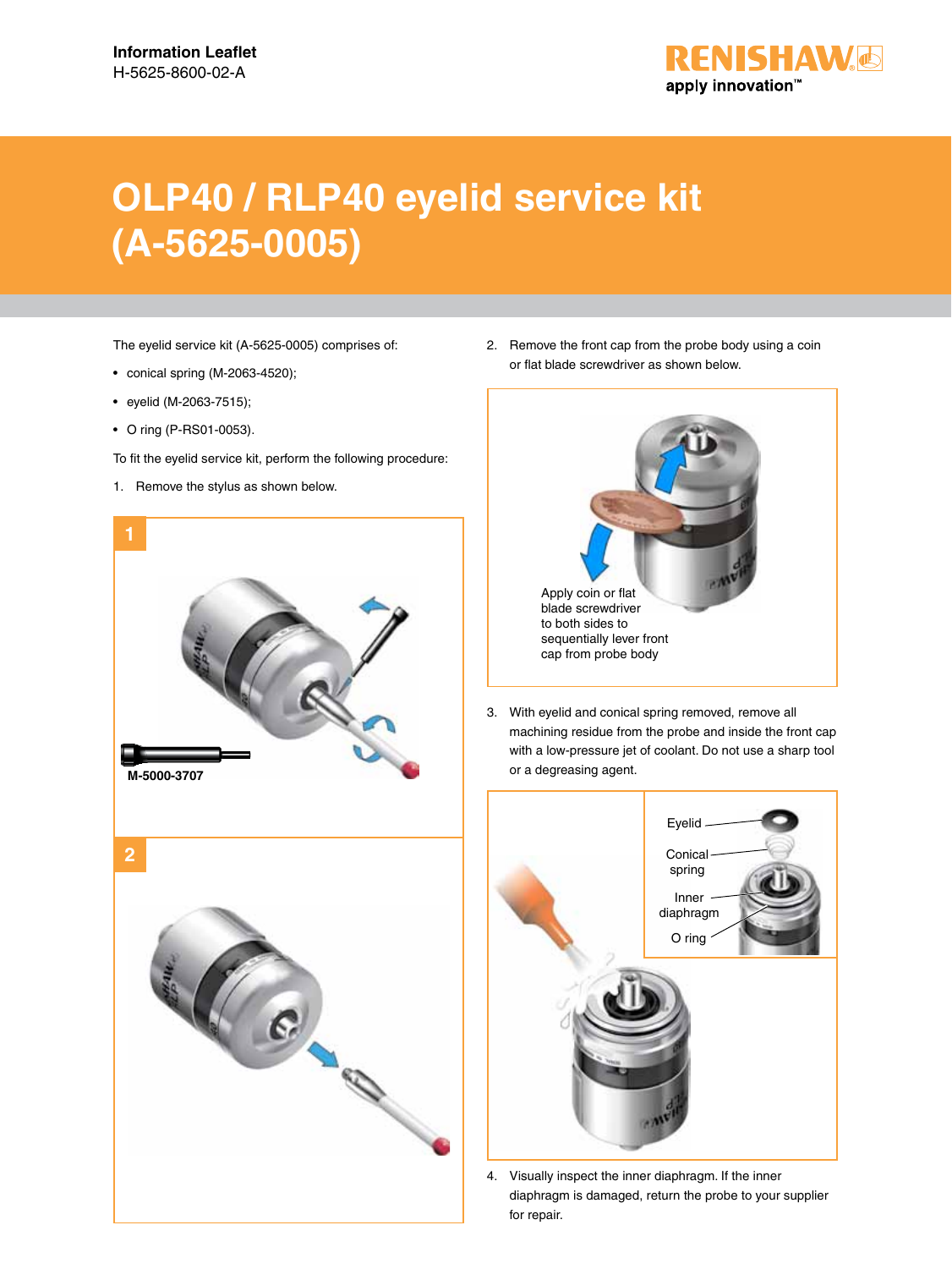Information Leaflet
H-5625-8600-02-A

# OLP40 / RLP40 eyelid service kit (A-5625-0005)

The eyelid service kit (A-5625-0005) comprises of:

- conical spring (M-2063-4520);
- eyelid (M-2063-7515);
- O ring (P-RS01-0053).

To fit the eyelid service kit, perform the following procedure:

1. Remove the stylus as shown below.

1

M-5000-3707

2

2. Remove the front cap from the probe body using a coin or flat blade screwdriver as shown below.

Apply coin or flat blade screwdriver to both sides to sequentially lever front cap from probe body

3. With eyelid and conical spring removed, remove all machining residue from the probe and inside the front cap with a low-pressure jet of coolant. Do not use a sharp tool or a degreasing agent.

Eyelid

Conical spring

Inner diaphragm

O ring

4. Visually inspect the inner diaphragm. If the inner diaphragm is damaged, return the probe to your supplier for repair.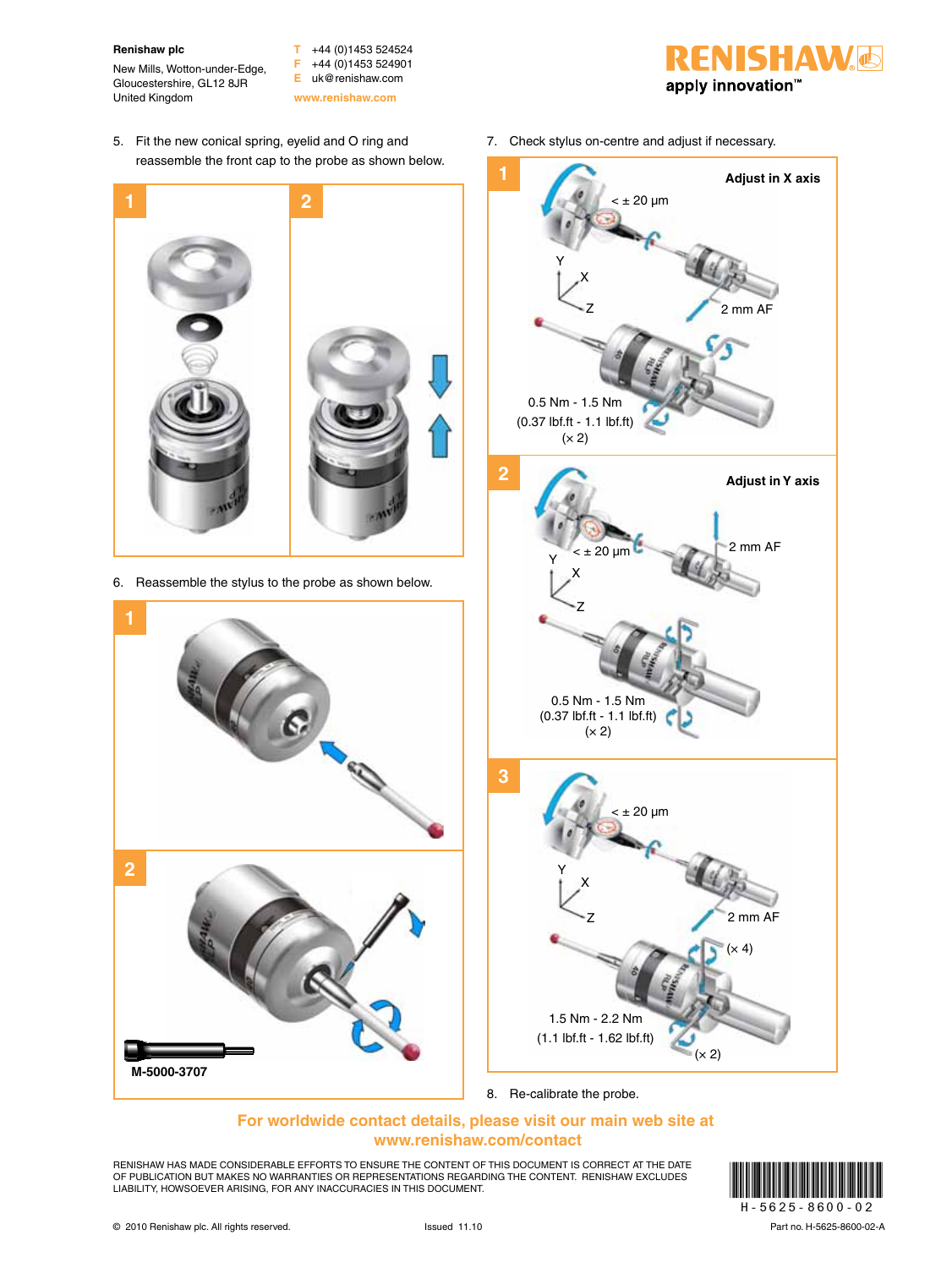**Renishaw plc**

New Mills, Wotton-under-Edge,
Gloucestershire, GL12 8JR
United Kingdom

**T** +44 (0)1453 524524
**F** +44 (0)1453 524901
**E** uk@renishaw.com
**www.renishaw.com**

**RENISHAW** apply innovation™

5. Fit the new conical spring, eyelid and O ring and reassemble the front cap to the probe as shown below.

1

2

6. Reassemble the stylus to the probe as shown below.

1

2

M-5000-3707

7. Check stylus on-centre and adjust if necessary.

1

**Adjust in X axis**

< ± 20 µm

Y
X
Z

2 mm AF

0.5 Nm - 1.5 Nm
(0.37 lbf.ft - 1.1 lbf.ft)
(× 2)

2

**Adjust in Y axis**

< ± 20 µm

Y
X
Z

2 mm AF

0.5 Nm - 1.5 Nm
(0.37 lbf.ft - 1.1 lbf.ft)
(× 2)

3

< ± 20 µm

Y
X
Z

2 mm AF

(× 4)

1.5 Nm - 2.2 Nm
(1.1 lbf.ft - 1.62 lbf.ft)

(× 2)

8. Re-calibrate the probe.

**For worldwide contact details, please visit our main web site at www.renishaw.com/contact**

RENISHAW HAS MADE CONSIDERABLE EFFORTS TO ENSURE THE CONTENT OF THIS DOCUMENT IS CORRECT AT THE DATE OF PUBLICATION BUT MAKES NO WARRANTIES OR REPRESENTATIONS REGARDING THE CONTENT. RENISHAW EXCLUDES LIABILITY, HOWSOEVER ARISING, FOR ANY INACCURACIES IN THIS DOCUMENT.

H-5625-8600-02

© 2010 Renishaw plc. All rights reserved. Issued 11.10 Part no. H-5625-8600-02-A